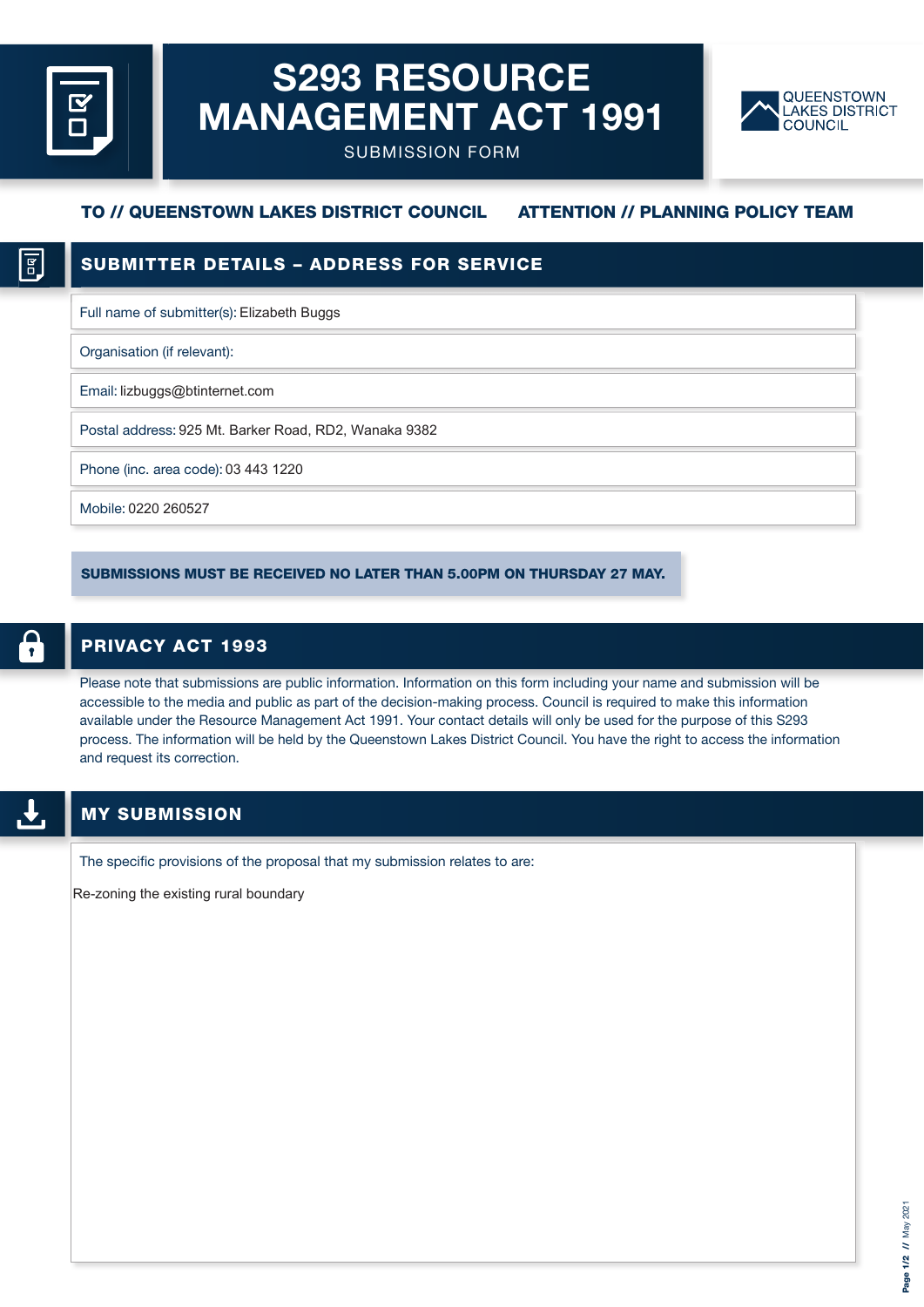# S293 RESOURCE MANAGEMENT ACT 1991

SUBMISSION FORM

QUEENSTOWN LAKES DISTRICT COUNCIL

**TO // QUEENSTOWN LAKES DISTRICT COUNCIL** **ATTENTION // PLANNING POLICY TEAM**

## SUBMITTER DETAILS – ADDRESS FOR SERVICE

Full name of submitter(s): Elizabeth Buggs

Organisation (if relevant):

Email: lizbuggs@btinternet.com

Postal address: 925 Mt. Barker Road, RD2, Wanaka 9382

Phone (inc. area code): 03 443 1220

Mobile: 0220 260527

**SUBMISSIONS MUST BE RECEIVED NO LATER THAN 5.00PM ON THURSDAY 27 MAY.**

## PRIVACY ACT 1993

Please note that submissions are public information. Information on this form including your name and submission will be accessible to the media and public as part of the decision-making process. Council is required to make this information available under the Resource Management Act 1991. Your contact details will only be used for the purpose of this S293 process. The information will be held by the Queenstown Lakes District Council. You have the right to access the information and request its correction.

## MY SUBMISSION

The specific provisions of the proposal that my submission relates to are:

Re-zoning the existing rural boundary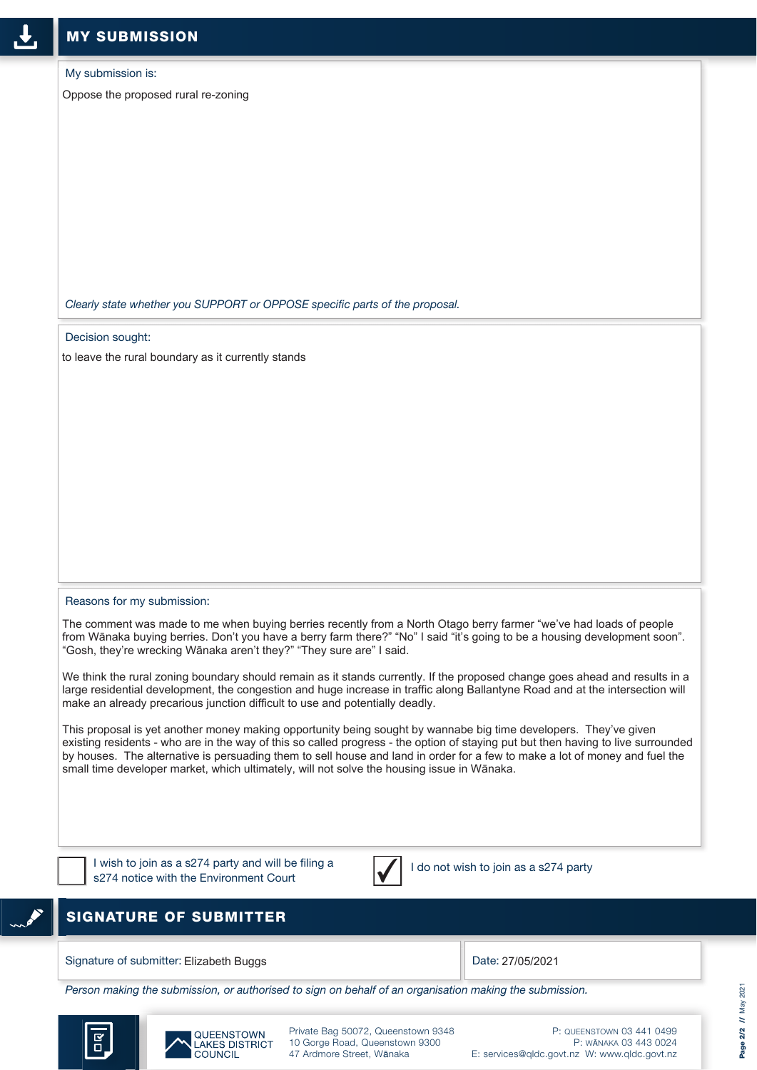## MY SUBMISSION

My submission is:

Oppose the proposed rural re-zoning

*Clearly state whether you SUPPORT or OPPOSE specific parts of the proposal.*

Decision sought:

to leave the rural boundary as it currently stands

Reasons for my submission:

The comment was made to me when buying berries recently from a North Otago berry farmer “we’ve had loads of people from Wānaka buying berries. Don’t you have a berry farm there?” “No” I said “it’s going to be a housing development soon”. “Gosh, they’re wrecking Wānaka aren’t they?” “They sure are” I said.

We think the rural zoning boundary should remain as it stands currently. If the proposed change goes ahead and results in a large residential development, the congestion and huge increase in traffic along Ballantyne Road and at the intersection will make an already precarious junction difficult to use and potentially deadly.

This proposal is yet another money making opportunity being sought by wannabe big time developers. They’ve given existing residents - who are in the way of this so called progress - the option of staying put but then having to live surrounded by houses. The alternative is persuading them to sell house and land in order for a few to make a lot of money and fuel the small time developer market, which ultimately, will not solve the housing issue in Wānaka.

☐ I wish to join as a s274 party and will be filing a s274 notice with the Environment Court

☑ I do not wish to join as a s274 party

## SIGNATURE OF SUBMITTER

| | |
|---|---|
| Signature of submitter: Elizabeth Buggs | Date: 27/05/2021 |

*Person making the submission, or authorised to sign on behalf of an organisation making the submission.*

QUEENSTOWN LAKES DISTRICT COUNCIL

Private Bag 50072, Queenstown 9348
10 Gorge Road, Queenstown 9300
47 Ardmore Street, Wānaka

P: QUEENSTOWN 03 441 0499
P: WĀNAKA 03 443 0024
E: services@qldc.govt.nz W: www.qldc.govt.nz